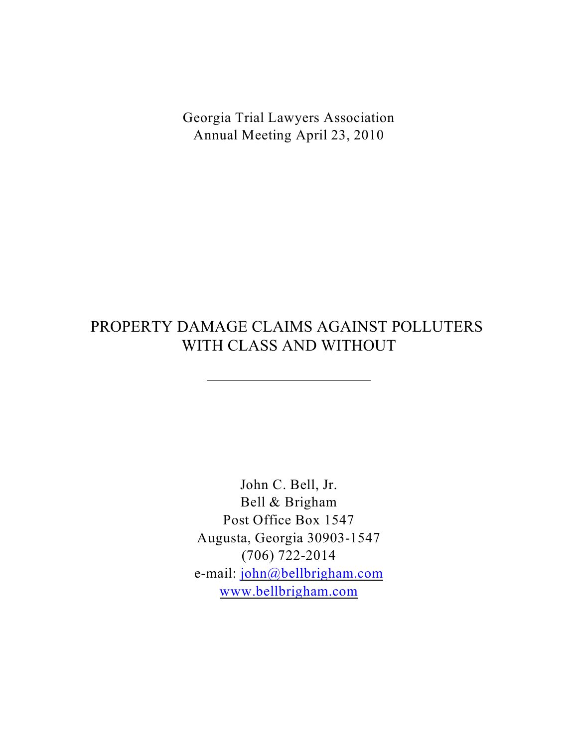Georgia Trial Lawyers Association
Annual Meeting April 23, 2010

# PROPERTY DAMAGE CLAIMS AGAINST POLLUTERS WITH CLASS AND WITHOUT

---

John C. Bell, Jr.
Bell & Brigham
Post Office Box 1547
Augusta, Georgia 30903-1547
(706) 722-2014
e-mail: john@bellbrigham.com
www.bellbrigham.com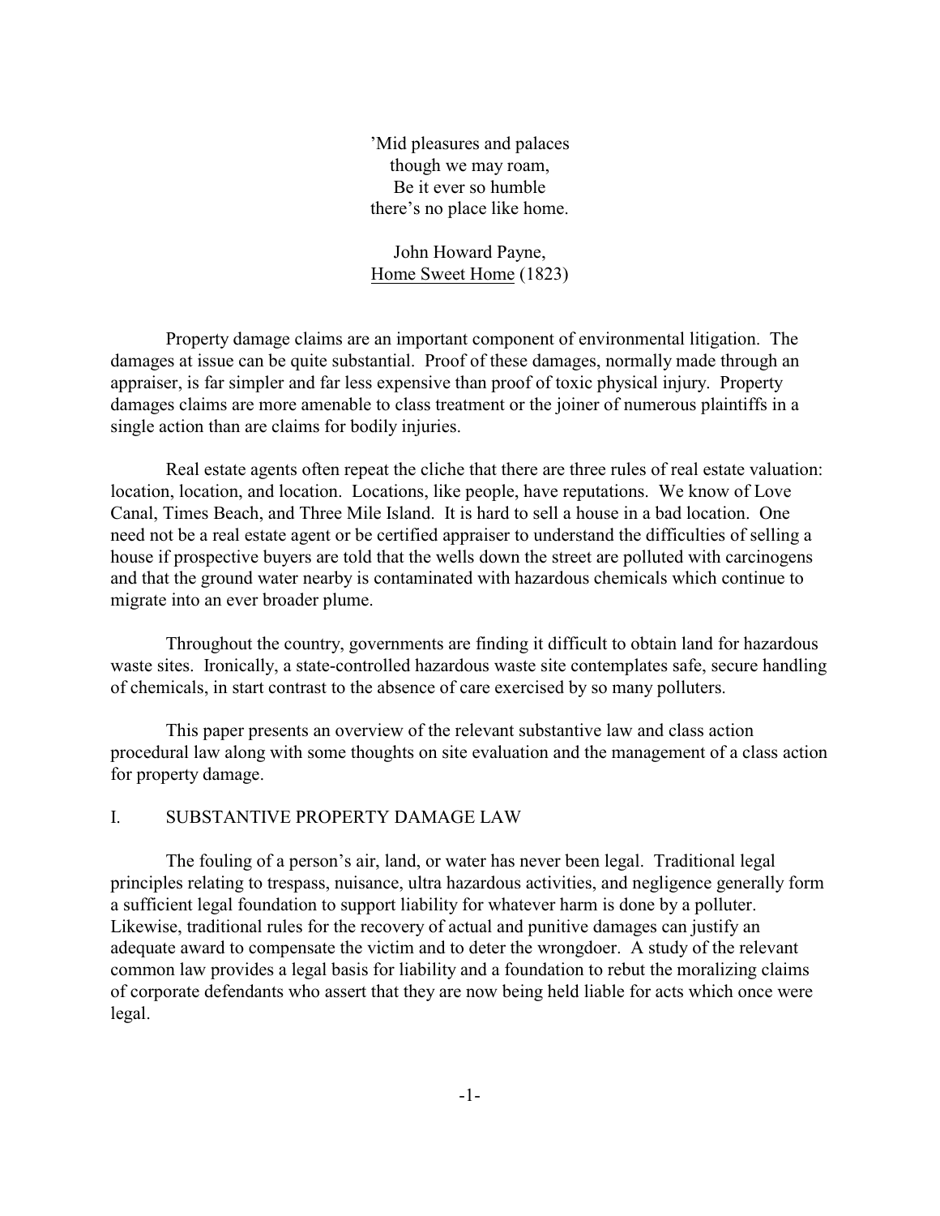’Mid pleasures and palaces
though we may roam,
Be it ever so humble
there’s no place like home.

John Howard Payne,
Home Sweet Home (1823)

Property damage claims are an important component of environmental litigation. The damages at issue can be quite substantial. Proof of these damages, normally made through an appraiser, is far simpler and far less expensive than proof of toxic physical injury. Property damages claims are more amenable to class treatment or the joiner of numerous plaintiffs in a single action than are claims for bodily injuries.

Real estate agents often repeat the cliche that there are three rules of real estate valuation: location, location, and location. Locations, like people, have reputations. We know of Love Canal, Times Beach, and Three Mile Island. It is hard to sell a house in a bad location. One need not be a real estate agent or be certified appraiser to understand the difficulties of selling a house if prospective buyers are told that the wells down the street are polluted with carcinogens and that the ground water nearby is contaminated with hazardous chemicals which continue to migrate into an ever broader plume.

Throughout the country, governments are finding it difficult to obtain land for hazardous waste sites. Ironically, a state-controlled hazardous waste site contemplates safe, secure handling of chemicals, in start contrast to the absence of care exercised by so many polluters.

This paper presents an overview of the relevant substantive law and class action procedural law along with some thoughts on site evaluation and the management of a class action for property damage.

## I. SUBSTANTIVE PROPERTY DAMAGE LAW

The fouling of a person’s air, land, or water has never been legal. Traditional legal principles relating to trespass, nuisance, ultra hazardous activities, and negligence generally form a sufficient legal foundation to support liability for whatever harm is done by a polluter. Likewise, traditional rules for the recovery of actual and punitive damages can justify an adequate award to compensate the victim and to deter the wrongdoer. A study of the relevant common law provides a legal basis for liability and a foundation to rebut the moralizing claims of corporate defendants who assert that they are now being held liable for acts which once were legal.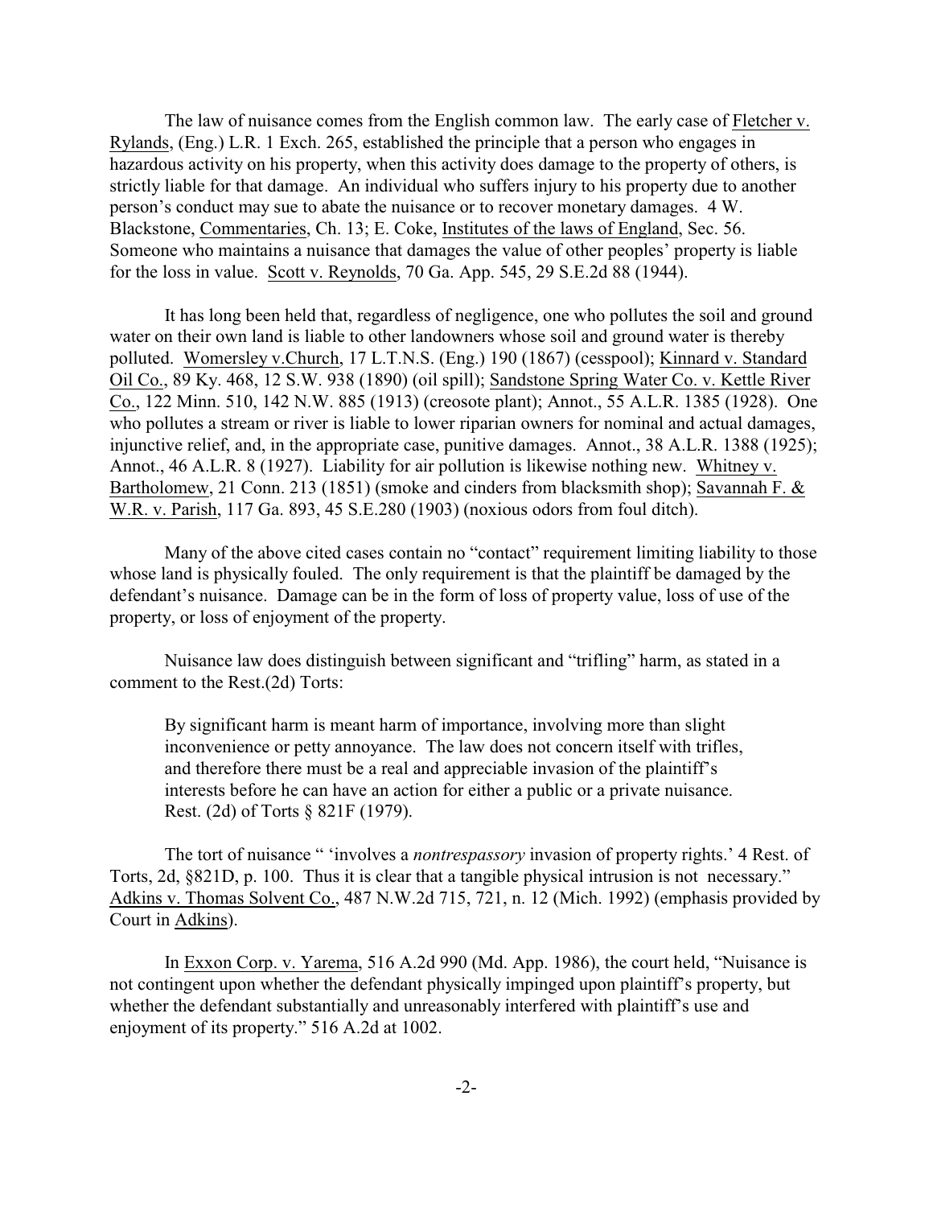The law of nuisance comes from the English common law. The early case of Fletcher v. Rylands, (Eng.) L.R. 1 Exch. 265, established the principle that a person who engages in hazardous activity on his property, when this activity does damage to the property of others, is strictly liable for that damage. An individual who suffers injury to his property due to another person's conduct may sue to abate the nuisance or to recover monetary damages. 4 W. Blackstone, Commentaries, Ch. 13; E. Coke, Institutes of the laws of England, Sec. 56. Someone who maintains a nuisance that damages the value of other peoples' property is liable for the loss in value. Scott v. Reynolds, 70 Ga. App. 545, 29 S.E.2d 88 (1944).

It has long been held that, regardless of negligence, one who pollutes the soil and ground water on their own land is liable to other landowners whose soil and ground water is thereby polluted. Womersley v.Church, 17 L.T.N.S. (Eng.) 190 (1867) (cesspool); Kinnard v. Standard Oil Co., 89 Ky. 468, 12 S.W. 938 (1890) (oil spill); Sandstone Spring Water Co. v. Kettle River Co., 122 Minn. 510, 142 N.W. 885 (1913) (creosote plant); Annot., 55 A.L.R. 1385 (1928). One who pollutes a stream or river is liable to lower riparian owners for nominal and actual damages, injunctive relief, and, in the appropriate case, punitive damages. Annot., 38 A.L.R. 1388 (1925); Annot., 46 A.L.R. 8 (1927). Liability for air pollution is likewise nothing new. Whitney v. Bartholomew, 21 Conn. 213 (1851) (smoke and cinders from blacksmith shop); Savannah F. & W.R. v. Parish, 117 Ga. 893, 45 S.E.280 (1903) (noxious odors from foul ditch).

Many of the above cited cases contain no "contact" requirement limiting liability to those whose land is physically fouled. The only requirement is that the plaintiff be damaged by the defendant's nuisance. Damage can be in the form of loss of property value, loss of use of the property, or loss of enjoyment of the property.

Nuisance law does distinguish between significant and "trifling" harm, as stated in a comment to the Rest.(2d) Torts:

> By significant harm is meant harm of importance, involving more than slight inconvenience or petty annoyance. The law does not concern itself with trifles, and therefore there must be a real and appreciable invasion of the plaintiff's interests before he can have an action for either a public or a private nuisance. Rest. (2d) of Torts § 821F (1979).

The tort of nuisance " 'involves a *nontrespassory* invasion of property rights.' 4 Rest. of Torts, 2d, §821D, p. 100. Thus it is clear that a tangible physical intrusion is not necessary." Adkins v. Thomas Solvent Co., 487 N.W.2d 715, 721, n. 12 (Mich. 1992) (emphasis provided by Court in Adkins).

In Exxon Corp. v. Yarema, 516 A.2d 990 (Md. App. 1986), the court held, "Nuisance is not contingent upon whether the defendant physically impinged upon plaintiff's property, but whether the defendant substantially and unreasonably interfered with plaintiff's use and enjoyment of its property." 516 A.2d at 1002.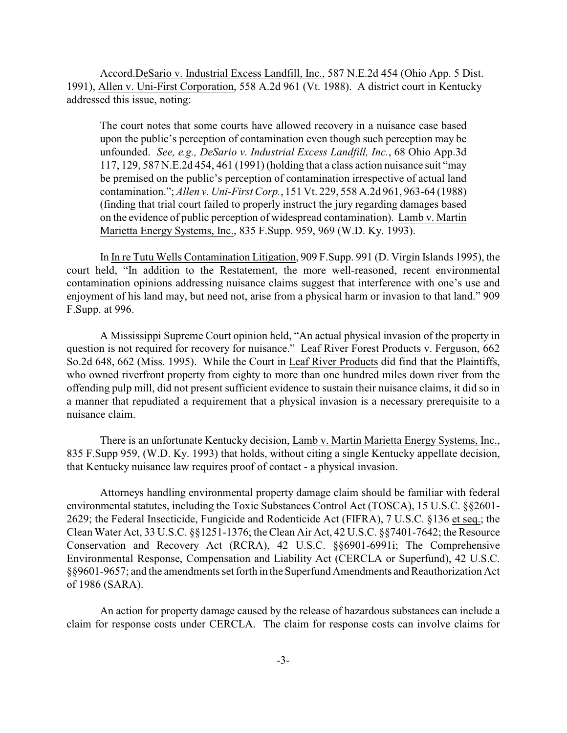Accord.DeSario v. Industrial Excess Landfill, Inc., 587 N.E.2d 454 (Ohio App. 5 Dist. 1991), Allen v. Uni-First Corporation, 558 A.2d 961 (Vt. 1988). A district court in Kentucky addressed this issue, noting:

> The court notes that some courts have allowed recovery in a nuisance case based upon the public's perception of contamination even though such perception may be unfounded. *See, e.g., DeSario v. Industrial Excess Landfill, Inc.*, 68 Ohio App.3d 117, 129, 587 N.E.2d 454, 461 (1991) (holding that a class action nuisance suit "may be premised on the public's perception of contamination irrespective of actual land contamination."; *Allen v. Uni-First Corp.*, 151 Vt. 229, 558 A.2d 961, 963-64 (1988) (finding that trial court failed to properly instruct the jury regarding damages based on the evidence of public perception of widespread contamination). Lamb v. Martin Marietta Energy Systems, Inc., 835 F.Supp. 959, 969 (W.D. Ky. 1993).

In In re Tutu Wells Contamination Litigation, 909 F.Supp. 991 (D. Virgin Islands 1995), the court held, "In addition to the Restatement, the more well-reasoned, recent environmental contamination opinions addressing nuisance claims suggest that interference with one's use and enjoyment of his land may, but need not, arise from a physical harm or invasion to that land." 909 F.Supp. at 996.

A Mississippi Supreme Court opinion held, "An actual physical invasion of the property in question is not required for recovery for nuisance." Leaf River Forest Products v. Ferguson, 662 So.2d 648, 662 (Miss. 1995). While the Court in Leaf River Products did find that the Plaintiffs, who owned riverfront property from eighty to more than one hundred miles down river from the offending pulp mill, did not present sufficient evidence to sustain their nuisance claims, it did so in a manner that repudiated a requirement that a physical invasion is a necessary prerequisite to a nuisance claim.

There is an unfortunate Kentucky decision, Lamb v. Martin Marietta Energy Systems, Inc., 835 F.Supp 959, (W.D. Ky. 1993) that holds, without citing a single Kentucky appellate decision, that Kentucky nuisance law requires proof of contact - a physical invasion.

Attorneys handling environmental property damage claim should be familiar with federal environmental statutes, including the Toxic Substances Control Act (TOSCA), 15 U.S.C. §§2601-2629; the Federal Insecticide, Fungicide and Rodenticide Act (FIFRA), 7 U.S.C. §136 et seq.; the Clean Water Act, 33 U.S.C. §§1251-1376; the Clean Air Act, 42 U.S.C. §§7401-7642; the Resource Conservation and Recovery Act (RCRA), 42 U.S.C. §§6901-6991i; The Comprehensive Environmental Response, Compensation and Liability Act (CERCLA or Superfund), 42 U.S.C. §§9601-9657; and the amendments set forth in the Superfund Amendments and Reauthorization Act of 1986 (SARA).

An action for property damage caused by the release of hazardous substances can include a claim for response costs under CERCLA. The claim for response costs can involve claims for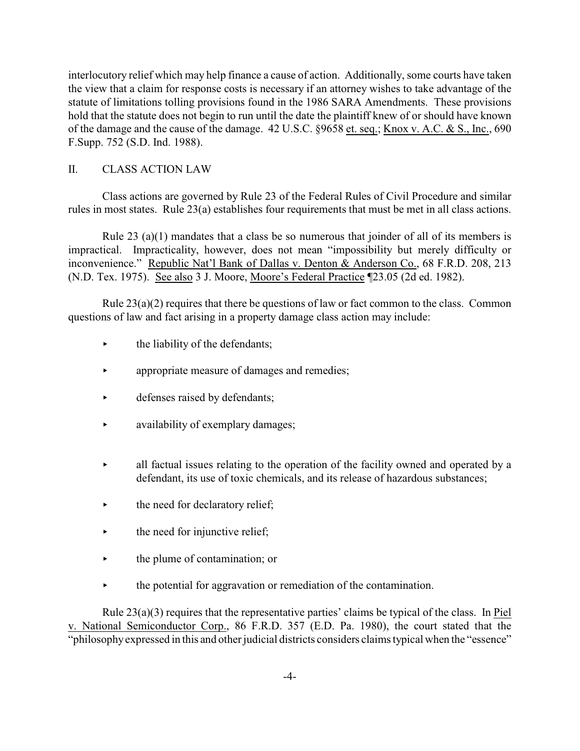interlocutory relief which may help finance a cause of action. Additionally, some courts have taken the view that a claim for response costs is necessary if an attorney wishes to take advantage of the statute of limitations tolling provisions found in the 1986 SARA Amendments. These provisions hold that the statute does not begin to run until the date the plaintiff knew of or should have known of the damage and the cause of the damage. 42 U.S.C. §9658 et. seq.; Knox v. A.C. & S., Inc., 690 F.Supp. 752 (S.D. Ind. 1988).

## II. CLASS ACTION LAW

Class actions are governed by Rule 23 of the Federal Rules of Civil Procedure and similar rules in most states. Rule 23(a) establishes four requirements that must be met in all class actions.

Rule 23 (a)(1) mandates that a class be so numerous that joinder of all of its members is impractical. Impracticality, however, does not mean "impossibility but merely difficulty or inconvenience." Republic Nat'l Bank of Dallas v. Denton & Anderson Co., 68 F.R.D. 208, 213 (N.D. Tex. 1975). See also 3 J. Moore, Moore's Federal Practice ¶23.05 (2d ed. 1982).

Rule 23(a)(2) requires that there be questions of law or fact common to the class. Common questions of law and fact arising in a property damage class action may include:

- the liability of the defendants;
- appropriate measure of damages and remedies;
- defenses raised by defendants;
- availability of exemplary damages;
- all factual issues relating to the operation of the facility owned and operated by a defendant, its use of toxic chemicals, and its release of hazardous substances;
- the need for declaratory relief;
- the need for injunctive relief;
- the plume of contamination; or
- the potential for aggravation or remediation of the contamination.

Rule 23(a)(3) requires that the representative parties' claims be typical of the class. In Piel v. National Semiconductor Corp., 86 F.R.D. 357 (E.D. Pa. 1980), the court stated that the "philosophy expressed in this and other judicial districts considers claims typical when the "essence"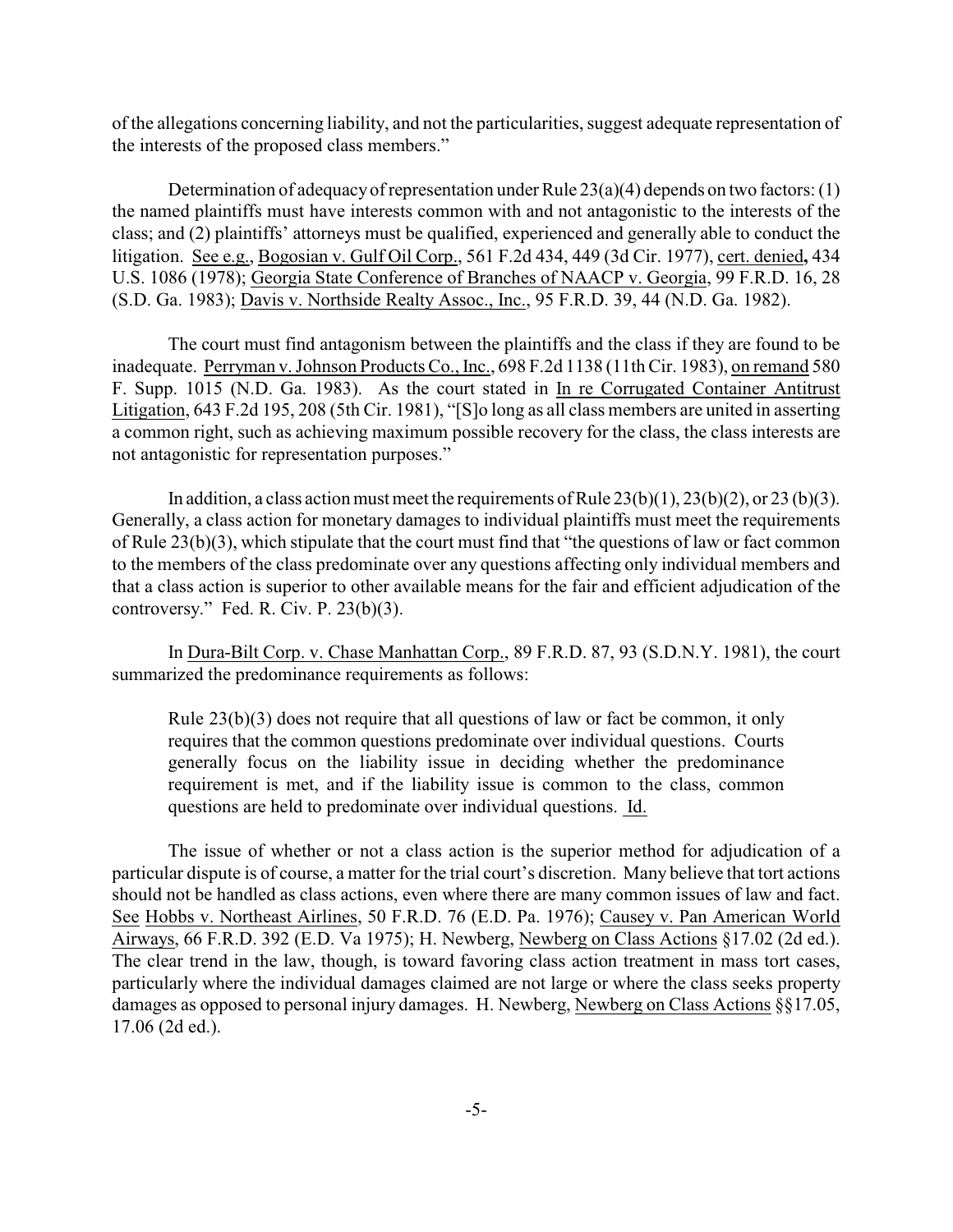of the allegations concerning liability, and not the particularities, suggest adequate representation of the interests of the proposed class members."

Determination of adequacy of representation under Rule 23(a)(4) depends on two factors: (1) the named plaintiffs must have interests common with and not antagonistic to the interests of the class; and (2) plaintiffs' attorneys must be qualified, experienced and generally able to conduct the litigation. See e.g., Bogosian v. Gulf Oil Corp., 561 F.2d 434, 449 (3d Cir. 1977), cert. denied, 434 U.S. 1086 (1978); Georgia State Conference of Branches of NAACP v. Georgia, 99 F.R.D. 16, 28 (S.D. Ga. 1983); Davis v. Northside Realty Assoc., Inc., 95 F.R.D. 39, 44 (N.D. Ga. 1982).

The court must find antagonism between the plaintiffs and the class if they are found to be inadequate. Perryman v. Johnson Products Co., Inc., 698 F.2d 1138 (11th Cir. 1983), on remand 580 F. Supp. 1015 (N.D. Ga. 1983). As the court stated in In re Corrugated Container Antitrust Litigation, 643 F.2d 195, 208 (5th Cir. 1981), "[S]o long as all class members are united in asserting a common right, such as achieving maximum possible recovery for the class, the class interests are not antagonistic for representation purposes."

In addition, a class action must meet the requirements of Rule 23(b)(1), 23(b)(2), or 23 (b)(3). Generally, a class action for monetary damages to individual plaintiffs must meet the requirements of Rule 23(b)(3), which stipulate that the court must find that "the questions of law or fact common to the members of the class predominate over any questions affecting only individual members and that a class action is superior to other available means for the fair and efficient adjudication of the controversy." Fed. R. Civ. P. 23(b)(3).

In Dura-Bilt Corp. v. Chase Manhattan Corp., 89 F.R.D. 87, 93 (S.D.N.Y. 1981), the court summarized the predominance requirements as follows:

> Rule 23(b)(3) does not require that all questions of law or fact be common, it only requires that the common questions predominate over individual questions. Courts generally focus on the liability issue in deciding whether the predominance requirement is met, and if the liability issue is common to the class, common questions are held to predominate over individual questions. Id.

The issue of whether or not a class action is the superior method for adjudication of a particular dispute is of course, a matter for the trial court's discretion. Many believe that tort actions should not be handled as class actions, even where there are many common issues of law and fact. See Hobbs v. Northeast Airlines, 50 F.R.D. 76 (E.D. Pa. 1976); Causey v. Pan American World Airways, 66 F.R.D. 392 (E.D. Va 1975); H. Newberg, Newberg on Class Actions §17.02 (2d ed.). The clear trend in the law, though, is toward favoring class action treatment in mass tort cases, particularly where the individual damages claimed are not large or where the class seeks property damages as opposed to personal injury damages. H. Newberg, Newberg on Class Actions §§17.05, 17.06 (2d ed.).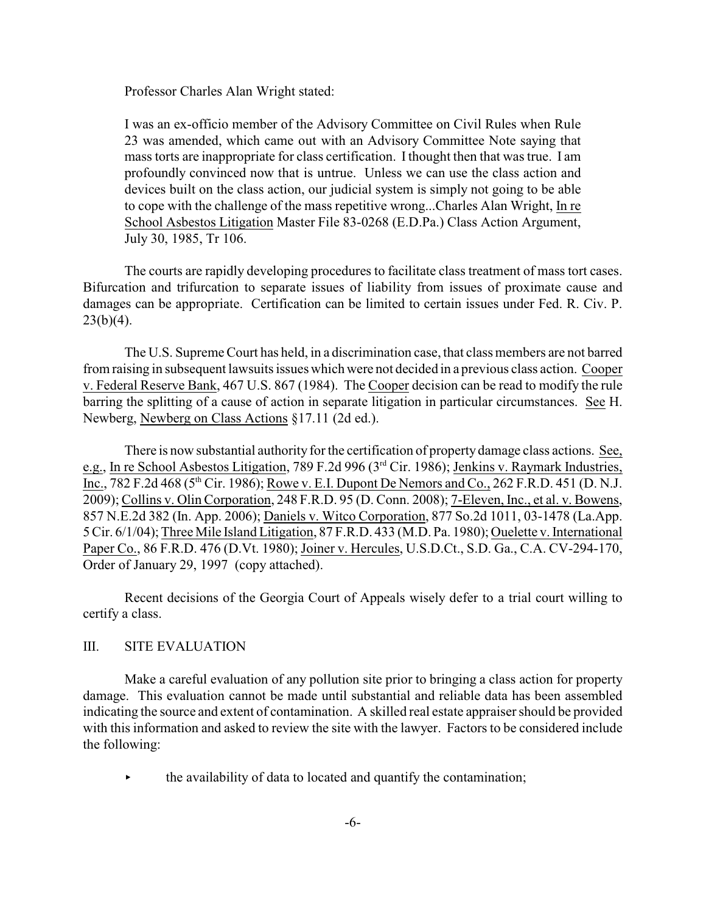Professor Charles Alan Wright stated:

> I was an ex-officio member of the Advisory Committee on Civil Rules when Rule 23 was amended, which came out with an Advisory Committee Note saying that mass torts are inappropriate for class certification. I thought then that was true. I am profoundly convinced now that is untrue. Unless we can use the class action and devices built on the class action, our judicial system is simply not going to be able to cope with the challenge of the mass repetitive wrong...Charles Alan Wright, <u>In re School Asbestos Litigation</u> Master File 83-0268 (E.D.Pa.) Class Action Argument, July 30, 1985, Tr 106.

The courts are rapidly developing procedures to facilitate class treatment of mass tort cases. Bifurcation and trifurcation to separate issues of liability from issues of proximate cause and damages can be appropriate. Certification can be limited to certain issues under Fed. R. Civ. P. 23(b)(4).

The U.S. Supreme Court has held, in a discrimination case, that class members are not barred from raising in subsequent lawsuits issues which were not decided in a previous class action. <u>Cooper v. Federal Reserve Bank</u>, 467 U.S. 867 (1984). The <u>Cooper</u> decision can be read to modify the rule barring the splitting of a cause of action in separate litigation in particular circumstances. <u>See</u> H. Newberg, <u>Newberg on Class Actions</u> §17.11 (2d ed.).

There is now substantial authority for the certification of property damage class actions. <u>See, e.g.</u>, <u>In re School Asbestos Litigation</u>, 789 F.2d 996 (3rd Cir. 1986); <u>Jenkins v. Raymark Industries, Inc.</u>, 782 F.2d 468 (5th Cir. 1986); <u>Rowe v. E.I. Dupont De Nemors and Co.</u>, 262 F.R.D. 451 (D. N.J. 2009); <u>Collins v. Olin Corporation</u>, 248 F.R.D. 95 (D. Conn. 2008); <u>7-Eleven, Inc., et al. v. Bowens</u>, 857 N.E.2d 382 (In. App. 2006); <u>Daniels v. Witco Corporation</u>, 877 So.2d 1011, 03-1478 (La.App. 5 Cir. 6/1/04); <u>Three Mile Island Litigation</u>, 87 F.R.D. 433 (M.D. Pa. 1980); <u>Ouelette v. International Paper Co.</u>, 86 F.R.D. 476 (D.Vt. 1980); <u>Joiner v. Hercules</u>, U.S.D.Ct., S.D. Ga., C.A. CV-294-170, Order of January 29, 1997 (copy attached).

Recent decisions of the Georgia Court of Appeals wisely defer to a trial court willing to certify a class.

## III. SITE EVALUATION

Make a careful evaluation of any pollution site prior to bringing a class action for property damage. This evaluation cannot be made until substantial and reliable data has been assembled indicating the source and extent of contamination. A skilled real estate appraiser should be provided with this information and asked to review the site with the lawyer. Factors to be considered include the following:

- the availability of data to located and quantify the contamination;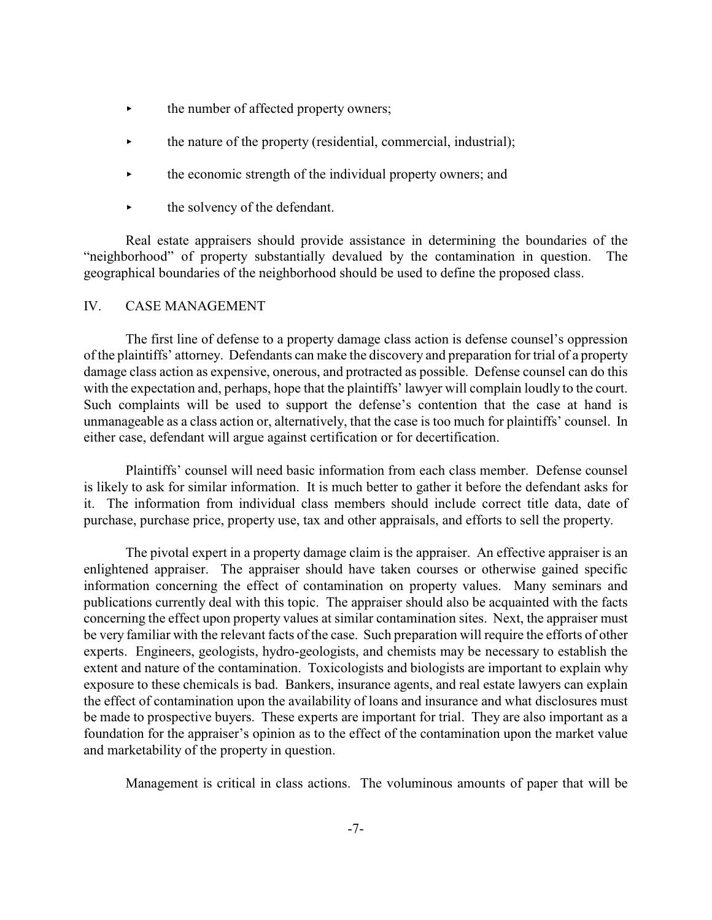- the number of affected property owners;
- the nature of the property (residential, commercial, industrial);
- the economic strength of the individual property owners; and
- the solvency of the defendant.

Real estate appraisers should provide assistance in determining the boundaries of the "neighborhood" of property substantially devalued by the contamination in question. The geographical boundaries of the neighborhood should be used to define the proposed class.

## IV. CASE MANAGEMENT

The first line of defense to a property damage class action is defense counsel's oppression of the plaintiffs' attorney. Defendants can make the discovery and preparation for trial of a property damage class action as expensive, onerous, and protracted as possible. Defense counsel can do this with the expectation and, perhaps, hope that the plaintiffs' lawyer will complain loudly to the court. Such complaints will be used to support the defense's contention that the case at hand is unmanageable as a class action or, alternatively, that the case is too much for plaintiffs' counsel. In either case, defendant will argue against certification or for decertification.

Plaintiffs' counsel will need basic information from each class member. Defense counsel is likely to ask for similar information. It is much better to gather it before the defendant asks for it. The information from individual class members should include correct title data, date of purchase, purchase price, property use, tax and other appraisals, and efforts to sell the property.

The pivotal expert in a property damage claim is the appraiser. An effective appraiser is an enlightened appraiser. The appraiser should have taken courses or otherwise gained specific information concerning the effect of contamination on property values. Many seminars and publications currently deal with this topic. The appraiser should also be acquainted with the facts concerning the effect upon property values at similar contamination sites. Next, the appraiser must be very familiar with the relevant facts of the case. Such preparation will require the efforts of other experts. Engineers, geologists, hydro-geologists, and chemists may be necessary to establish the extent and nature of the contamination. Toxicologists and biologists are important to explain why exposure to these chemicals is bad. Bankers, insurance agents, and real estate lawyers can explain the effect of contamination upon the availability of loans and insurance and what disclosures must be made to prospective buyers. These experts are important for trial. They are also important as a foundation for the appraiser's opinion as to the effect of the contamination upon the market value and marketability of the property in question.

Management is critical in class actions. The voluminous amounts of paper that will be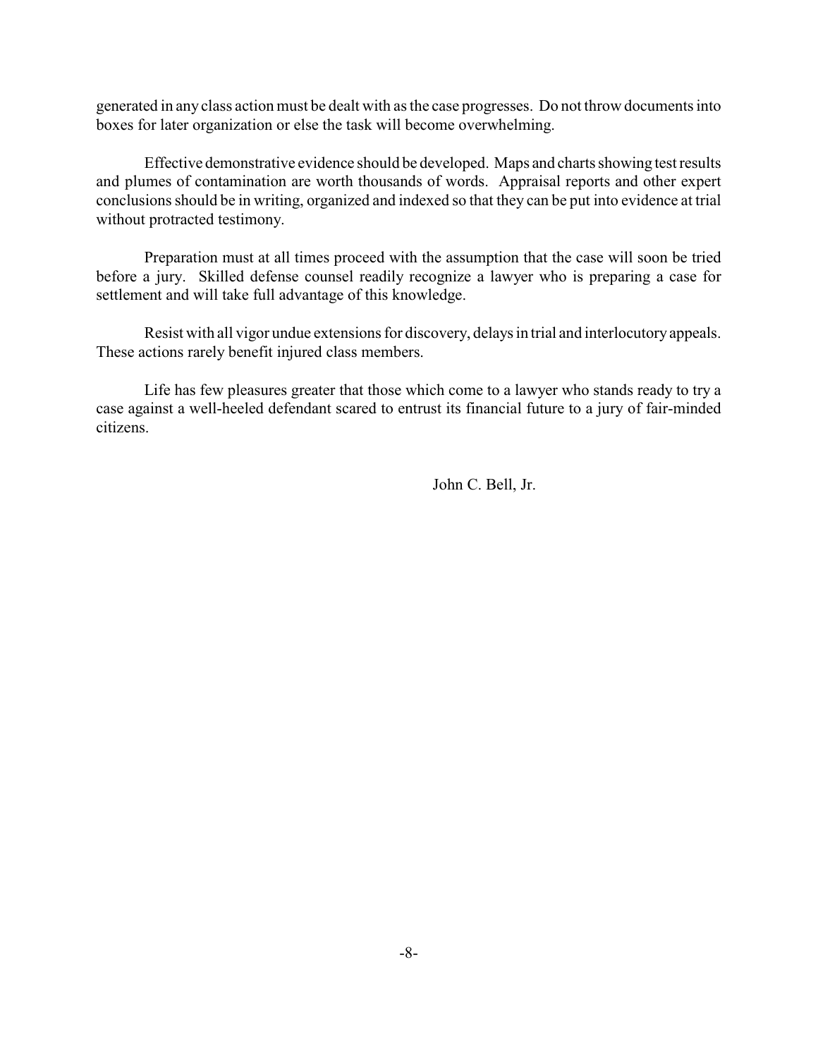generated in any class action must be dealt with as the case progresses. Do not throw documents into boxes for later organization or else the task will become overwhelming.

Effective demonstrative evidence should be developed. Maps and charts showing test results and plumes of contamination are worth thousands of words. Appraisal reports and other expert conclusions should be in writing, organized and indexed so that they can be put into evidence at trial without protracted testimony.

Preparation must at all times proceed with the assumption that the case will soon be tried before a jury. Skilled defense counsel readily recognize a lawyer who is preparing a case for settlement and will take full advantage of this knowledge.

Resist with all vigor undue extensions for discovery, delays in trial and interlocutory appeals. These actions rarely benefit injured class members.

Life has few pleasures greater that those which come to a lawyer who stands ready to try a case against a well-heeled defendant scared to entrust its financial future to a jury of fair-minded citizens.

John C. Bell, Jr.